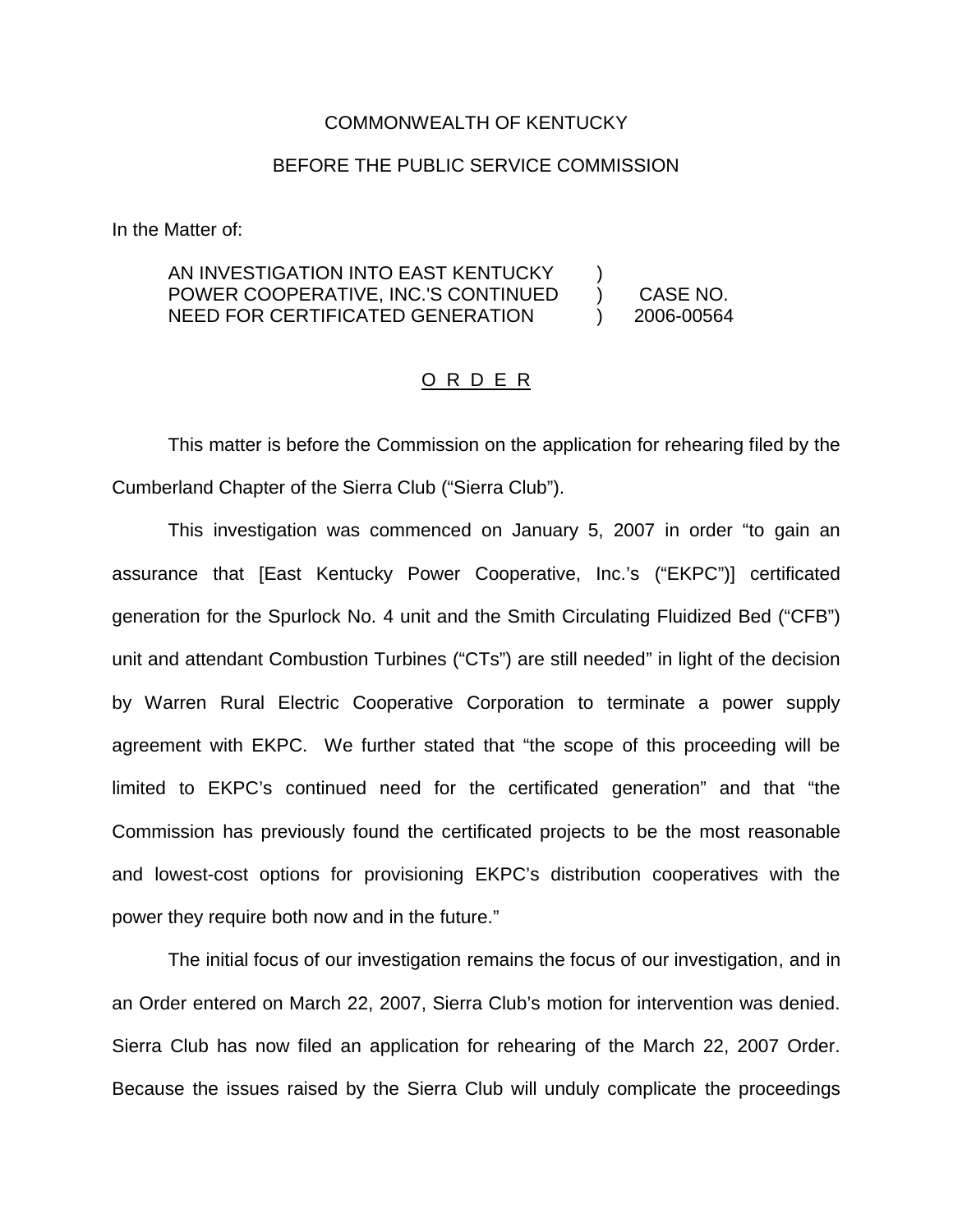COMMONWEALTH OF KENTUCKY

BEFORE THE PUBLIC SERVICE COMMISSION

In the Matter of:

| | | |
|---|---|---|
| AN INVESTIGATION INTO EAST KENTUCKY POWER COOPERATIVE, INC.'S CONTINUED NEED FOR CERTIFICATED GENERATION | ) ) ) | CASE NO. 2006-00564 |

O R D E R

This matter is before the Commission on the application for rehearing filed by the Cumberland Chapter of the Sierra Club ("Sierra Club").

This investigation was commenced on January 5, 2007 in order "to gain an assurance that [East Kentucky Power Cooperative, Inc.'s ("EKPC")] certificated generation for the Spurlock No. 4 unit and the Smith Circulating Fluidized Bed ("CFB") unit and attendant Combustion Turbines ("CTs") are still needed" in light of the decision by Warren Rural Electric Cooperative Corporation to terminate a power supply agreement with EKPC. We further stated that "the scope of this proceeding will be limited to EKPC's continued need for the certificated generation" and that "the Commission has previously found the certificated projects to be the most reasonable and lowest-cost options for provisioning EKPC's distribution cooperatives with the power they require both now and in the future."

The initial focus of our investigation remains the focus of our investigation, and in an Order entered on March 22, 2007, Sierra Club's motion for intervention was denied. Sierra Club has now filed an application for rehearing of the March 22, 2007 Order. Because the issues raised by the Sierra Club will unduly complicate the proceedings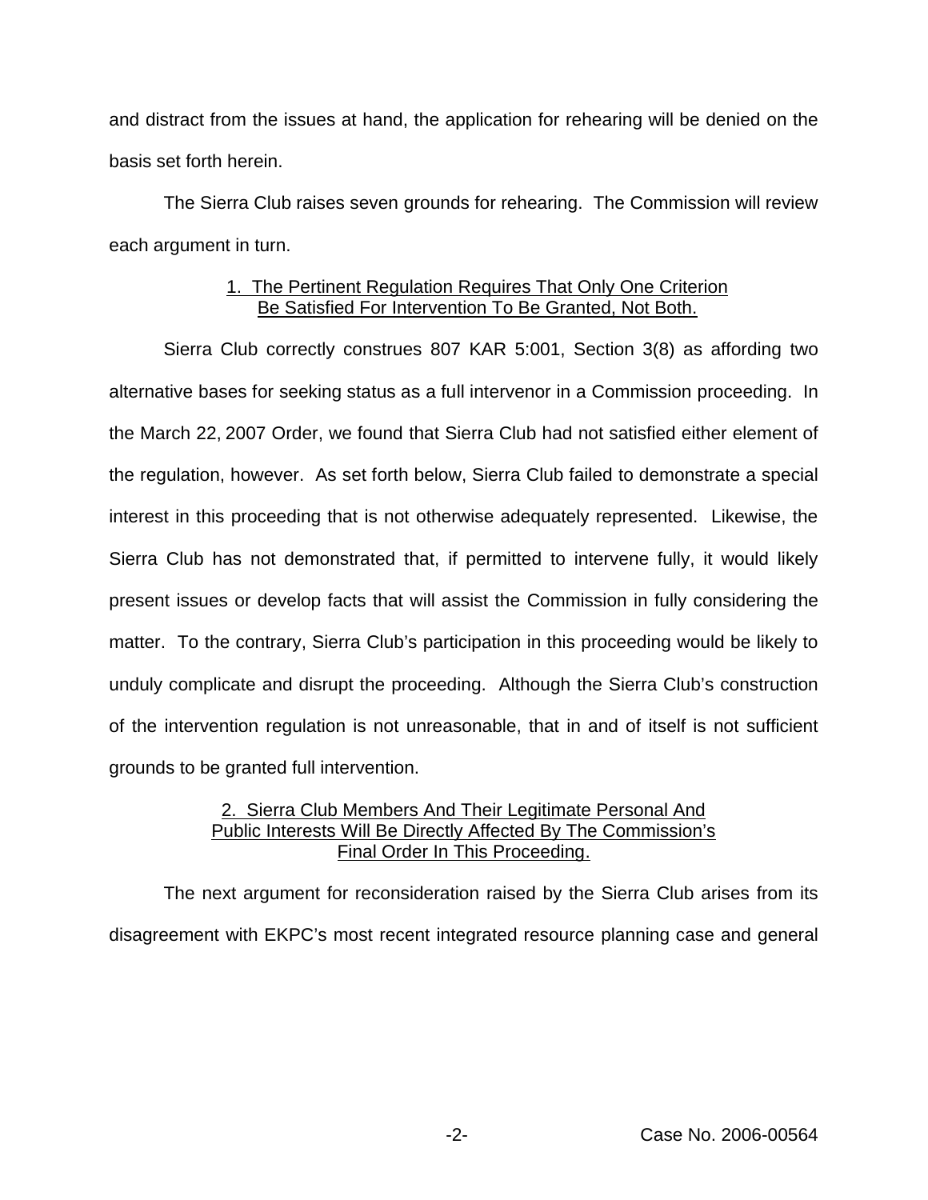and distract from the issues at hand, the application for rehearing will be denied on the basis set forth herein.

The Sierra Club raises seven grounds for rehearing. The Commission will review each argument in turn.

### 1. The Pertinent Regulation Requires That Only One Criterion Be Satisfied For Intervention To Be Granted, Not Both.

Sierra Club correctly construes 807 KAR 5:001, Section 3(8) as affording two alternative bases for seeking status as a full intervenor in a Commission proceeding. In the March 22, 2007 Order, we found that Sierra Club had not satisfied either element of the regulation, however. As set forth below, Sierra Club failed to demonstrate a special interest in this proceeding that is not otherwise adequately represented. Likewise, the Sierra Club has not demonstrated that, if permitted to intervene fully, it would likely present issues or develop facts that will assist the Commission in fully considering the matter. To the contrary, Sierra Club's participation in this proceeding would be likely to unduly complicate and disrupt the proceeding. Although the Sierra Club's construction of the intervention regulation is not unreasonable, that in and of itself is not sufficient grounds to be granted full intervention.

### 2. Sierra Club Members And Their Legitimate Personal And Public Interests Will Be Directly Affected By The Commission's Final Order In This Proceeding.

The next argument for reconsideration raised by the Sierra Club arises from its disagreement with EKPC's most recent integrated resource planning case and general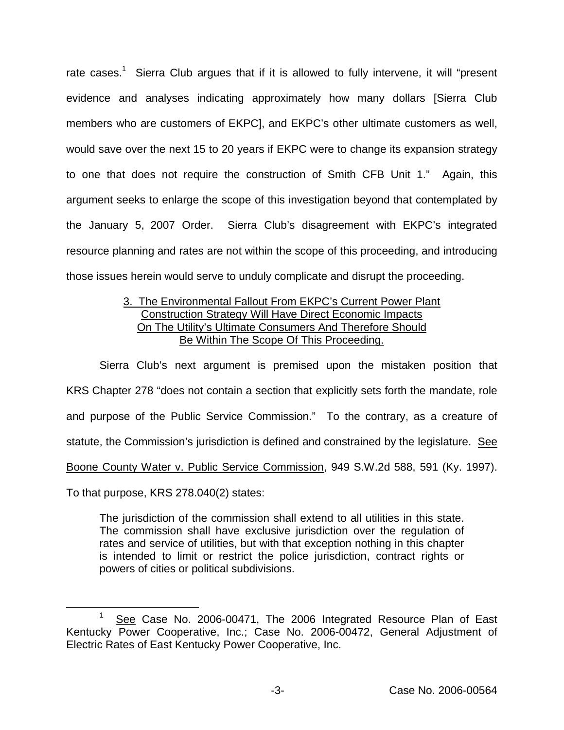rate cases.[1] Sierra Club argues that if it is allowed to fully intervene, it will "present evidence and analyses indicating approximately how many dollars [Sierra Club members who are customers of EKPC], and EKPC's other ultimate customers as well, would save over the next 15 to 20 years if EKPC were to change its expansion strategy to one that does not require the construction of Smith CFB Unit 1." Again, this argument seeks to enlarge the scope of this investigation beyond that contemplated by the January 5, 2007 Order. Sierra Club's disagreement with EKPC's integrated resource planning and rates are not within the scope of this proceeding, and introducing those issues herein would serve to unduly complicate and disrupt the proceeding.

<u>3. The Environmental Fallout From EKPC's Current Power Plant Construction Strategy Will Have Direct Economic Impacts On The Utility's Ultimate Consumers And Therefore Should Be Within The Scope Of This Proceeding.</u>

Sierra Club's next argument is premised upon the mistaken position that KRS Chapter 278 "does not contain a section that explicitly sets forth the mandate, role and purpose of the Public Service Commission." To the contrary, as a creature of statute, the Commission's jurisdiction is defined and constrained by the legislature. <u>See</u> <u>Boone County Water v. Public Service Commission</u>, 949 S.W.2d 588, 591 (Ky. 1997). To that purpose, KRS 278.040(2) states:

> The jurisdiction of the commission shall extend to all utilities in this state. The commission shall have exclusive jurisdiction over the regulation of rates and service of utilities, but with that exception nothing in this chapter is intended to limit or restrict the police jurisdiction, contract rights or powers of cities or political subdivisions.

---

[1] <u>See</u> Case No. 2006-00471, The 2006 Integrated Resource Plan of East Kentucky Power Cooperative, Inc.; Case No. 2006-00472, General Adjustment of Electric Rates of East Kentucky Power Cooperative, Inc.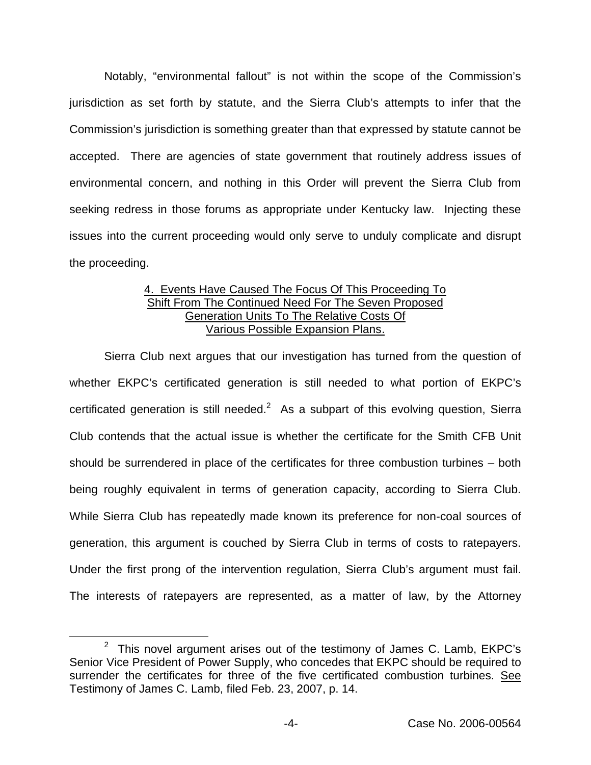Notably, "environmental fallout" is not within the scope of the Commission's jurisdiction as set forth by statute, and the Sierra Club's attempts to infer that the Commission's jurisdiction is something greater than that expressed by statute cannot be accepted. There are agencies of state government that routinely address issues of environmental concern, and nothing in this Order will prevent the Sierra Club from seeking redress in those forums as appropriate under Kentucky law. Injecting these issues into the current proceeding would only serve to unduly complicate and disrupt the proceeding.

<u>4. Events Have Caused The Focus Of This Proceeding To Shift From The Continued Need For The Seven Proposed Generation Units To The Relative Costs Of Various Possible Expansion Plans.</u>

Sierra Club next argues that our investigation has turned from the question of whether EKPC's certificated generation is still needed to what portion of EKPC's certificated generation is still needed.[2] As a subpart of this evolving question, Sierra Club contends that the actual issue is whether the certificate for the Smith CFB Unit should be surrendered in place of the certificates for three combustion turbines – both being roughly equivalent in terms of generation capacity, according to Sierra Club. While Sierra Club has repeatedly made known its preference for non-coal sources of generation, this argument is couched by Sierra Club in terms of costs to ratepayers. Under the first prong of the intervention regulation, Sierra Club's argument must fail. The interests of ratepayers are represented, as a matter of law, by the Attorney

[2] This novel argument arises out of the testimony of James C. Lamb, EKPC's Senior Vice President of Power Supply, who concedes that EKPC should be required to surrender the certificates for three of the five certificated combustion turbines. <u>See</u> Testimony of James C. Lamb, filed Feb. 23, 2007, p. 14.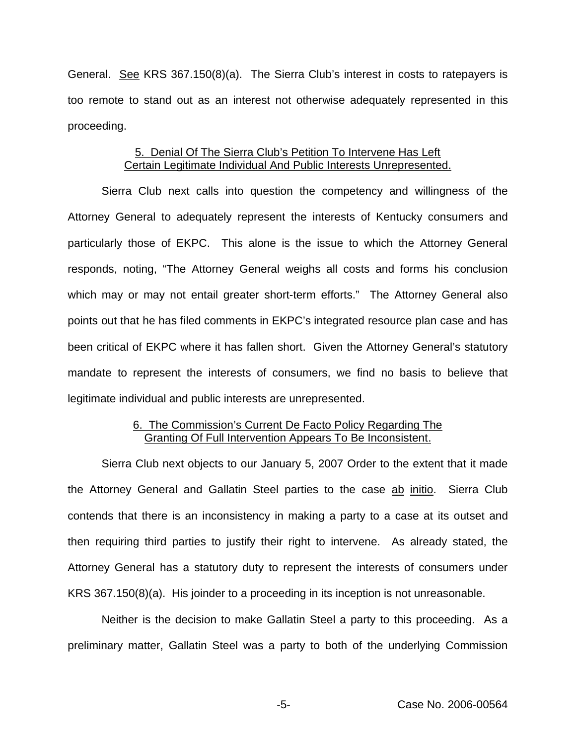General. See KRS 367.150(8)(a). The Sierra Club's interest in costs to ratepayers is too remote to stand out as an interest not otherwise adequately represented in this proceeding.

5. Denial Of The Sierra Club's Petition To Intervene Has Left Certain Legitimate Individual And Public Interests Unrepresented.

Sierra Club next calls into question the competency and willingness of the Attorney General to adequately represent the interests of Kentucky consumers and particularly those of EKPC. This alone is the issue to which the Attorney General responds, noting, "The Attorney General weighs all costs and forms his conclusion which may or may not entail greater short-term efforts." The Attorney General also points out that he has filed comments in EKPC's integrated resource plan case and has been critical of EKPC where it has fallen short. Given the Attorney General's statutory mandate to represent the interests of consumers, we find no basis to believe that legitimate individual and public interests are unrepresented.

6. The Commission's Current De Facto Policy Regarding The Granting Of Full Intervention Appears To Be Inconsistent.

Sierra Club next objects to our January 5, 2007 Order to the extent that it made the Attorney General and Gallatin Steel parties to the case ab initio. Sierra Club contends that there is an inconsistency in making a party to a case at its outset and then requiring third parties to justify their right to intervene. As already stated, the Attorney General has a statutory duty to represent the interests of consumers under KRS 367.150(8)(a). His joinder to a proceeding in its inception is not unreasonable.

Neither is the decision to make Gallatin Steel a party to this proceeding. As a preliminary matter, Gallatin Steel was a party to both of the underlying Commission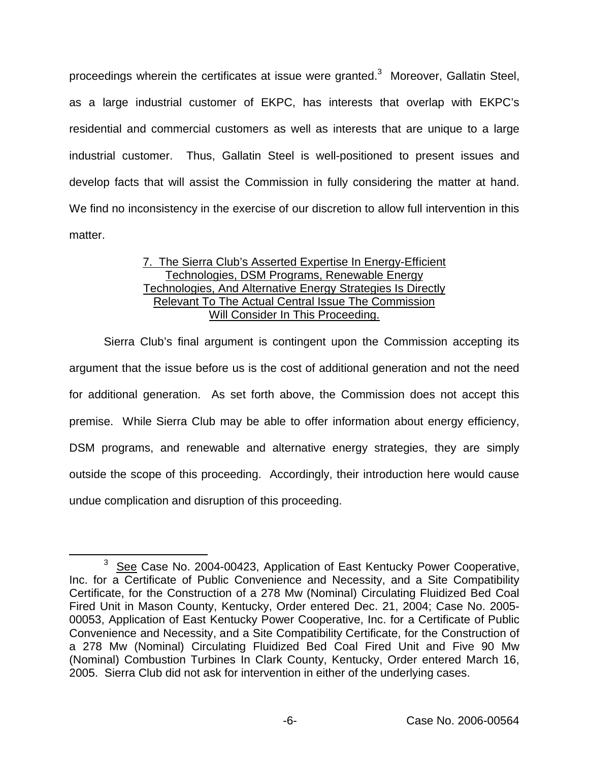proceedings wherein the certificates at issue were granted.[3] Moreover, Gallatin Steel, as a large industrial customer of EKPC, has interests that overlap with EKPC's residential and commercial customers as well as interests that are unique to a large industrial customer. Thus, Gallatin Steel is well-positioned to present issues and develop facts that will assist the Commission in fully considering the matter at hand. We find no inconsistency in the exercise of our discretion to allow full intervention in this matter.

<u>7. The Sierra Club's Asserted Expertise In Energy-Efficient Technologies, DSM Programs, Renewable Energy Technologies, And Alternative Energy Strategies Is Directly Relevant To The Actual Central Issue The Commission Will Consider In This Proceeding.</u>

Sierra Club's final argument is contingent upon the Commission accepting its argument that the issue before us is the cost of additional generation and not the need for additional generation. As set forth above, the Commission does not accept this premise. While Sierra Club may be able to offer information about energy efficiency, DSM programs, and renewable and alternative energy strategies, they are simply outside the scope of this proceeding. Accordingly, their introduction here would cause undue complication and disruption of this proceeding.

---

[3] <u>See</u> Case No. 2004-00423, Application of East Kentucky Power Cooperative, Inc. for a Certificate of Public Convenience and Necessity, and a Site Compatibility Certificate, for the Construction of a 278 Mw (Nominal) Circulating Fluidized Bed Coal Fired Unit in Mason County, Kentucky, Order entered Dec. 21, 2004; Case No. 2005-00053, Application of East Kentucky Power Cooperative, Inc. for a Certificate of Public Convenience and Necessity, and a Site Compatibility Certificate, for the Construction of a 278 Mw (Nominal) Circulating Fluidized Bed Coal Fired Unit and Five 90 Mw (Nominal) Combustion Turbines In Clark County, Kentucky, Order entered March 16, 2005. Sierra Club did not ask for intervention in either of the underlying cases.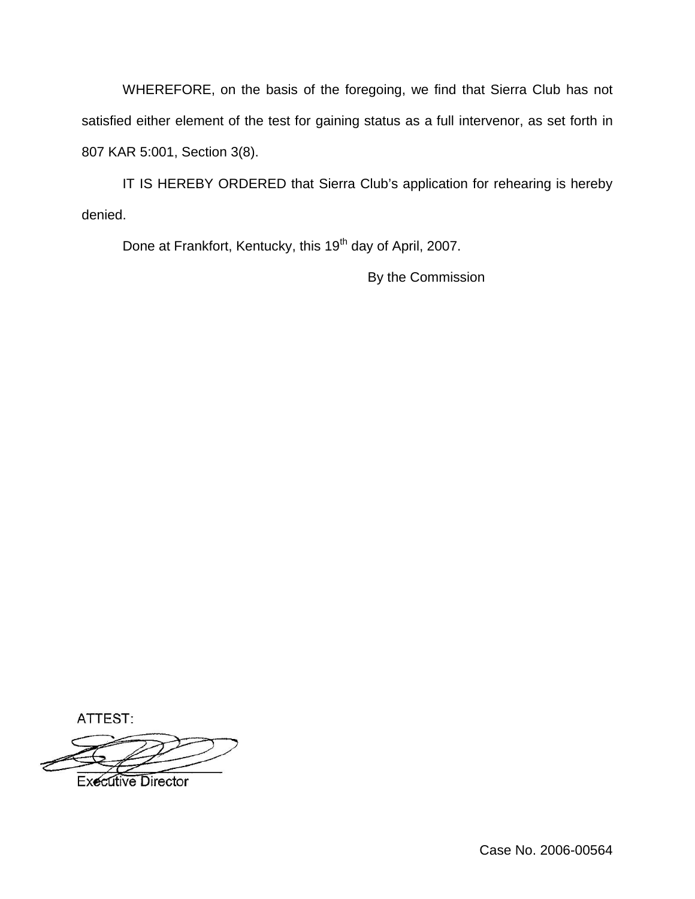WHEREFORE, on the basis of the foregoing, we find that Sierra Club has not satisfied either element of the test for gaining status as a full intervenor, as set forth in 807 KAR 5:001, Section 3(8).

IT IS HEREBY ORDERED that Sierra Club's application for rehearing is hereby denied.

Done at Frankfort, Kentucky, this 19th day of April, 2007.

By the Commission

ATTEST:

Executive Director

Case No. 2006-00564